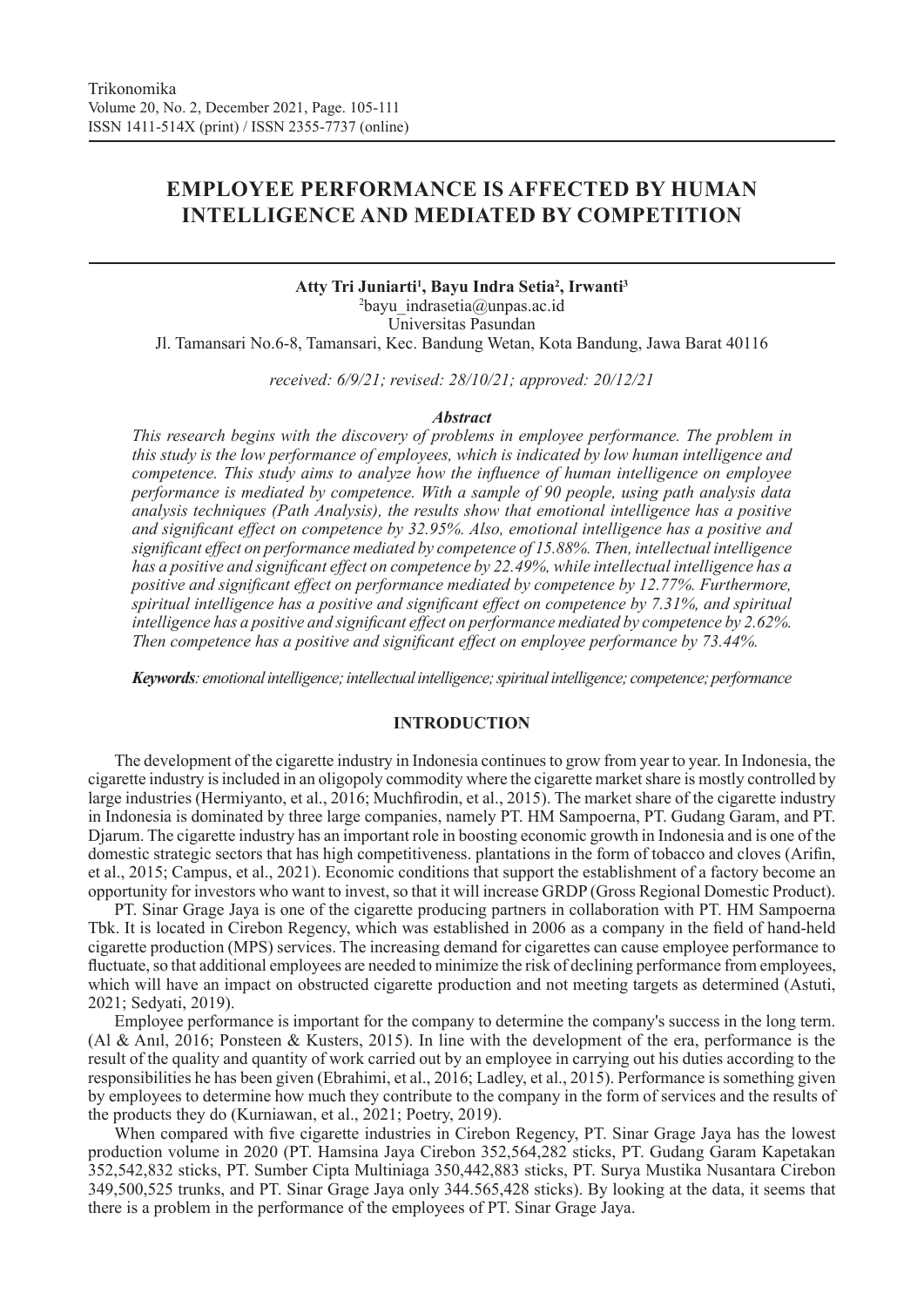# EMPLOYEE PERFORMANCE IS AFFECTED BY HUMAN INTELLIGENCE AND MEDIATED BY COMPETITION

**Atty Tri Juniarti[1], Bayu Indra Setia[2], Irwanti[3]**

[2]bayu_indrasetia@unpas.ac.id

Universitas Pasundan

Jl. Tamansari No.6-8, Tamansari, Kec. Bandung Wetan, Kota Bandung, Jawa Barat 40116

*received: 6/9/21; revised: 28/10/21; approved: 20/12/21*

### *Abstract*

*This research begins with the discovery of problems in employee performance. The problem in this study is the low performance of employees, which is indicated by low human intelligence and competence. This study aims to analyze how the influence of human intelligence on employee performance is mediated by competence. With a sample of 90 people, using path analysis data analysis techniques (Path Analysis), the results show that emotional intelligence has a positive and significant effect on competence by 32.95%. Also, emotional intelligence has a positive and significant effect on performance mediated by competence of 15.88%. Then, intellectual intelligence has a positive and significant effect on competence by 22.49%, while intellectual intelligence has a positive and significant effect on performance mediated by competence by 12.77%. Furthermore, spiritual intelligence has a positive and significant effect on competence by 7.31%, and spiritual intelligence has a positive and significant effect on performance mediated by competence by 2.62%. Then competence has a positive and significant effect on employee performance by 73.44%.*

***Keywords****: emotional intelligence; intellectual intelligence; spiritual intelligence; competence; performance*

## INTRODUCTION

The development of the cigarette industry in Indonesia continues to grow from year to year. In Indonesia, the cigarette industry is included in an oligopoly commodity where the cigarette market share is mostly controlled by large industries (Hermiyanto, et al., 2016; Muchfirodin, et al., 2015). The market share of the cigarette industry in Indonesia is dominated by three large companies, namely PT. HM Sampoerna, PT. Gudang Garam, and PT. Djarum. The cigarette industry has an important role in boosting economic growth in Indonesia and is one of the domestic strategic sectors that has high competitiveness. plantations in the form of tobacco and cloves (Arifin, et al., 2015; Campus, et al., 2021). Economic conditions that support the establishment of a factory become an opportunity for investors who want to invest, so that it will increase GRDP (Gross Regional Domestic Product).

PT. Sinar Grage Jaya is one of the cigarette producing partners in collaboration with PT. HM Sampoerna Tbk. It is located in Cirebon Regency, which was established in 2006 as a company in the field of hand-held cigarette production (MPS) services. The increasing demand for cigarettes can cause employee performance to fluctuate, so that additional employees are needed to minimize the risk of declining performance from employees, which will have an impact on obstructed cigarette production and not meeting targets as determined (Astuti, 2021; Sedyati, 2019).

Employee performance is important for the company to determine the company's success in the long term. (Al & Anıl, 2016; Ponsteen & Kusters, 2015). In line with the development of the era, performance is the result of the quality and quantity of work carried out by an employee in carrying out his duties according to the responsibilities he has been given (Ebrahimi, et al., 2016; Ladley, et al., 2015). Performance is something given by employees to determine how much they contribute to the company in the form of services and the results of the products they do (Kurniawan, et al., 2021; Poetry, 2019).

When compared with five cigarette industries in Cirebon Regency, PT. Sinar Grage Jaya has the lowest production volume in 2020 (PT. Hamsina Jaya Cirebon 352,564,282 sticks, PT. Gudang Garam Kapetakan 352,542,832 sticks, PT. Sumber Cipta Multiniaga 350,442,883 sticks, PT. Surya Mustika Nusantara Cirebon 349,500,525 trunks, and PT. Sinar Grage Jaya only 344.565,428 sticks). By looking at the data, it seems that there is a problem in the performance of the employees of PT. Sinar Grage Jaya.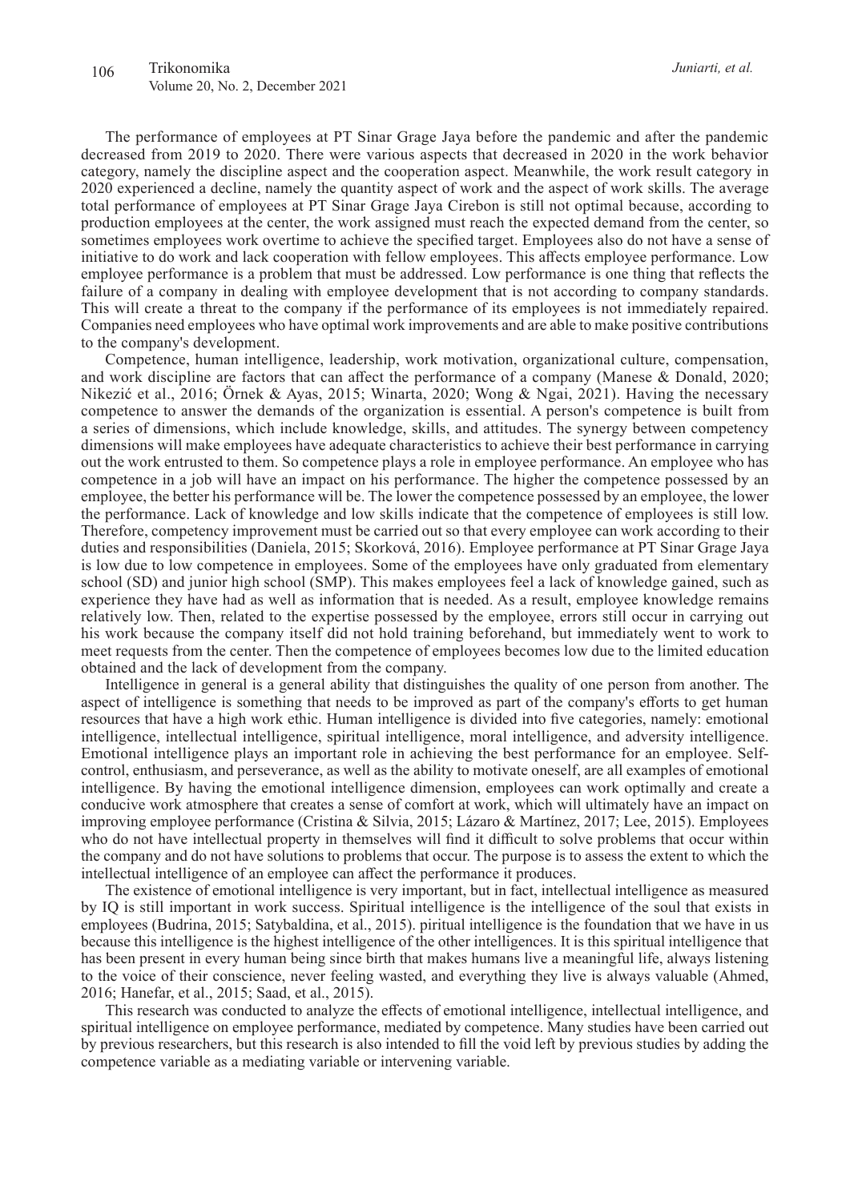The performance of employees at PT Sinar Grage Jaya before the pandemic and after the pandemic decreased from 2019 to 2020. There were various aspects that decreased in 2020 in the work behavior category, namely the discipline aspect and the cooperation aspect. Meanwhile, the work result category in 2020 experienced a decline, namely the quantity aspect of work and the aspect of work skills. The average total performance of employees at PT Sinar Grage Jaya Cirebon is still not optimal because, according to production employees at the center, the work assigned must reach the expected demand from the center, so sometimes employees work overtime to achieve the specified target. Employees also do not have a sense of initiative to do work and lack cooperation with fellow employees. This affects employee performance. Low employee performance is a problem that must be addressed. Low performance is one thing that reflects the failure of a company in dealing with employee development that is not according to company standards. This will create a threat to the company if the performance of its employees is not immediately repaired. Companies need employees who have optimal work improvements and are able to make positive contributions to the company's development.

Competence, human intelligence, leadership, work motivation, organizational culture, compensation, and work discipline are factors that can affect the performance of a company (Manese & Donald, 2020; Nikezić et al., 2016; Örnek & Ayas, 2015; Winarta, 2020; Wong & Ngai, 2021). Having the necessary competence to answer the demands of the organization is essential. A person's competence is built from a series of dimensions, which include knowledge, skills, and attitudes. The synergy between competency dimensions will make employees have adequate characteristics to achieve their best performance in carrying out the work entrusted to them. So competence plays a role in employee performance. An employee who has competence in a job will have an impact on his performance. The higher the competence possessed by an employee, the better his performance will be. The lower the competence possessed by an employee, the lower the performance. Lack of knowledge and low skills indicate that the competence of employees is still low. Therefore, competency improvement must be carried out so that every employee can work according to their duties and responsibilities (Daniela, 2015; Skorková, 2016). Employee performance at PT Sinar Grage Jaya is low due to low competence in employees. Some of the employees have only graduated from elementary school (SD) and junior high school (SMP). This makes employees feel a lack of knowledge gained, such as experience they have had as well as information that is needed. As a result, employee knowledge remains relatively low. Then, related to the expertise possessed by the employee, errors still occur in carrying out his work because the company itself did not hold training beforehand, but immediately went to work to meet requests from the center. Then the competence of employees becomes low due to the limited education obtained and the lack of development from the company.

Intelligence in general is a general ability that distinguishes the quality of one person from another. The aspect of intelligence is something that needs to be improved as part of the company's efforts to get human resources that have a high work ethic. Human intelligence is divided into five categories, namely: emotional intelligence, intellectual intelligence, spiritual intelligence, moral intelligence, and adversity intelligence. Emotional intelligence plays an important role in achieving the best performance for an employee. Self-control, enthusiasm, and perseverance, as well as the ability to motivate oneself, are all examples of emotional intelligence. By having the emotional intelligence dimension, employees can work optimally and create a conducive work atmosphere that creates a sense of comfort at work, which will ultimately have an impact on improving employee performance (Cristina & Silvia, 2015; Lázaro & Martínez, 2017; Lee, 2015). Employees who do not have intellectual property in themselves will find it difficult to solve problems that occur within the company and do not have solutions to problems that occur. The purpose is to assess the extent to which the intellectual intelligence of an employee can affect the performance it produces.

The existence of emotional intelligence is very important, but in fact, intellectual intelligence as measured by IQ is still important in work success. Spiritual intelligence is the intelligence of the soul that exists in employees (Budrina, 2015; Satybaldina, et al., 2015). piritual intelligence is the foundation that we have in us because this intelligence is the highest intelligence of the other intelligences. It is this spiritual intelligence that has been present in every human being since birth that makes humans live a meaningful life, always listening to the voice of their conscience, never feeling wasted, and everything they live is always valuable (Ahmed, 2016; Hanefar, et al., 2015; Saad, et al., 2015).

This research was conducted to analyze the effects of emotional intelligence, intellectual intelligence, and spiritual intelligence on employee performance, mediated by competence. Many studies have been carried out by previous researchers, but this research is also intended to fill the void left by previous studies by adding the competence variable as a mediating variable or intervening variable.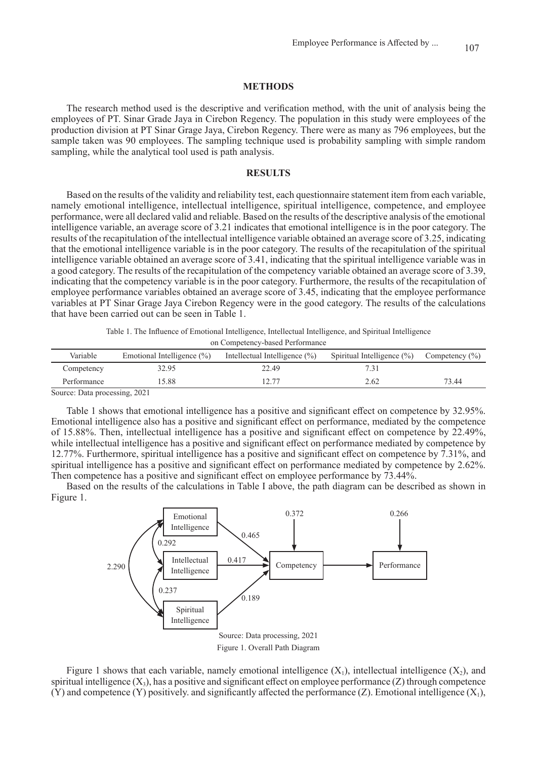## METHODS

The research method used is the descriptive and verification method, with the unit of analysis being the employees of PT. Sinar Grade Jaya in Cirebon Regency. The population in this study were employees of the production division at PT Sinar Grage Jaya, Cirebon Regency. There were as many as 796 employees, but the sample taken was 90 employees. The sampling technique used is probability sampling with simple random sampling, while the analytical tool used is path analysis.

## RESULTS

Based on the results of the validity and reliability test, each questionnaire statement item from each variable, namely emotional intelligence, intellectual intelligence, spiritual intelligence, competence, and employee performance, were all declared valid and reliable. Based on the results of the descriptive analysis of the emotional intelligence variable, an average score of 3.21 indicates that emotional intelligence is in the poor category. The results of the recapitulation of the intellectual intelligence variable obtained an average score of 3.25, indicating that the emotional intelligence variable is in the poor category. The results of the recapitulation of the spiritual intelligence variable obtained an average score of 3.41, indicating that the spiritual intelligence variable was in a good category. The results of the recapitulation of the competency variable obtained an average score of 3.39, indicating that the competency variable is in the poor category. Furthermore, the results of the recapitulation of employee performance variables obtained an average score of 3.45, indicating that the employee performance variables at PT Sinar Grage Jaya Cirebon Regency were in the good category. The results of the calculations that have been carried out can be seen in Table 1.

Table 1. The Influence of Emotional Intelligence, Intellectual Intelligence, and Spiritual Intelligence on Competency-based Performance

| Variable | Emotional Intelligence (%) | Intellectual Intelligence (%) | Spiritual Intelligence (%) | Competency (%) |
|---|---|---|---|---|
| Competency | 32.95 | 22.49 | 7.31 | |
| Performance | 15.88 | 12.77 | 2.62 | 73.44 |

Source: Data processing, 2021

Table 1 shows that emotional intelligence has a positive and significant effect on competence by 32.95%. Emotional intelligence also has a positive and significant effect on performance, mediated by the competence of 15.88%. Then, intellectual intelligence has a positive and significant effect on competence by 22.49%, while intellectual intelligence has a positive and significant effect on performance mediated by competence by 12.77%. Furthermore, spiritual intelligence has a positive and significant effect on competence by 7.31%, and spiritual intelligence has a positive and significant effect on performance mediated by competence by 2.62%. Then competence has a positive and significant effect on employee performance by 73.44%.

Based on the results of the calculations in Table I above, the path diagram can be described as shown in Figure 1.

Source: Data processing, 2021

Figure 1. Overall Path Diagram

Figure 1 shows that each variable, namely emotional intelligence ($X_1$), intellectual intelligence ($X_2$), and spiritual intelligence ($X_3$), has a positive and significant effect on employee performance (Z) through competence (Y) and competence (Y) positively. and significantly affected the performance (Z). Emotional intelligence ($X_1$),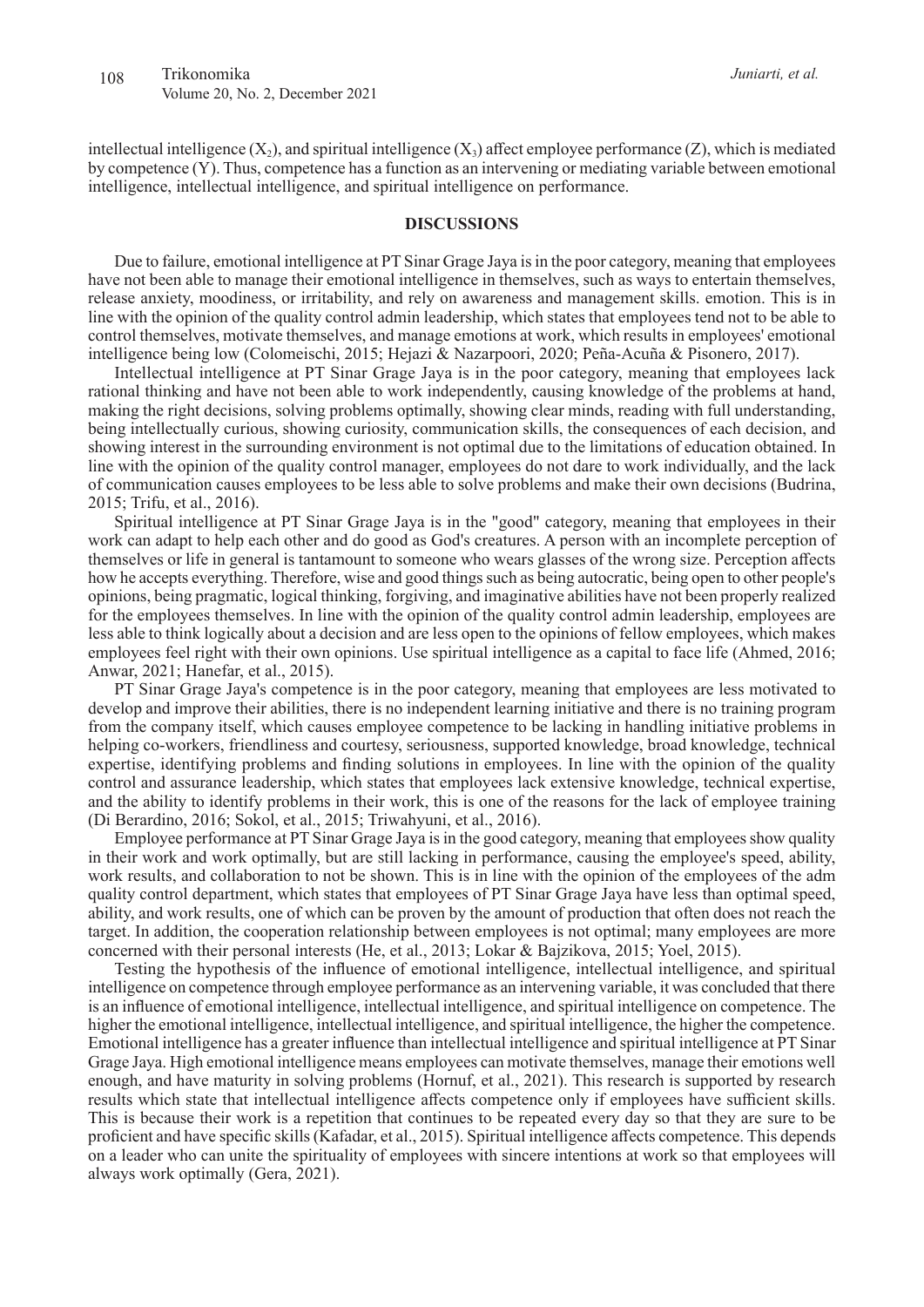intellectual intelligence ($X_2$), and spiritual intelligence ($X_3$) affect employee performance (Z), which is mediated by competence (Y). Thus, competence has a function as an intervening or mediating variable between emotional intelligence, intellectual intelligence, and spiritual intelligence on performance.

## DISCUSSIONS

Due to failure, emotional intelligence at PT Sinar Grage Jaya is in the poor category, meaning that employees have not been able to manage their emotional intelligence in themselves, such as ways to entertain themselves, release anxiety, moodiness, or irritability, and rely on awareness and management skills. emotion. This is in line with the opinion of the quality control admin leadership, which states that employees tend not to be able to control themselves, motivate themselves, and manage emotions at work, which results in employees' emotional intelligence being low (Colomeischi, 2015; Hejazi & Nazarpoori, 2020; Peña-Acuña & Pisonero, 2017).

Intellectual intelligence at PT Sinar Grage Jaya is in the poor category, meaning that employees lack rational thinking and have not been able to work independently, causing knowledge of the problems at hand, making the right decisions, solving problems optimally, showing clear minds, reading with full understanding, being intellectually curious, showing curiosity, communication skills, the consequences of each decision, and showing interest in the surrounding environment is not optimal due to the limitations of education obtained. In line with the opinion of the quality control manager, employees do not dare to work individually, and the lack of communication causes employees to be less able to solve problems and make their own decisions (Budrina, 2015; Trifu, et al., 2016).

Spiritual intelligence at PT Sinar Grage Jaya is in the "good" category, meaning that employees in their work can adapt to help each other and do good as God's creatures. A person with an incomplete perception of themselves or life in general is tantamount to someone who wears glasses of the wrong size. Perception affects how he accepts everything. Therefore, wise and good things such as being autocratic, being open to other people's opinions, being pragmatic, logical thinking, forgiving, and imaginative abilities have not been properly realized for the employees themselves. In line with the opinion of the quality control admin leadership, employees are less able to think logically about a decision and are less open to the opinions of fellow employees, which makes employees feel right with their own opinions. Use spiritual intelligence as a capital to face life (Ahmed, 2016; Anwar, 2021; Hanefar, et al., 2015).

PT Sinar Grage Jaya's competence is in the poor category, meaning that employees are less motivated to develop and improve their abilities, there is no independent learning initiative and there is no training program from the company itself, which causes employee competence to be lacking in handling initiative problems in helping co-workers, friendliness and courtesy, seriousness, supported knowledge, broad knowledge, technical expertise, identifying problems and finding solutions in employees. In line with the opinion of the quality control and assurance leadership, which states that employees lack extensive knowledge, technical expertise, and the ability to identify problems in their work, this is one of the reasons for the lack of employee training (Di Berardino, 2016; Sokol, et al., 2015; Triwahyuni, et al., 2016).

Employee performance at PT Sinar Grage Jaya is in the good category, meaning that employees show quality in their work and work optimally, but are still lacking in performance, causing the employee's speed, ability, work results, and collaboration to not be shown. This is in line with the opinion of the employees of the adm quality control department, which states that employees of PT Sinar Grage Jaya have less than optimal speed, ability, and work results, one of which can be proven by the amount of production that often does not reach the target. In addition, the cooperation relationship between employees is not optimal; many employees are more concerned with their personal interests (He, et al., 2013; Lokar & Bajzikova, 2015; Yoel, 2015).

Testing the hypothesis of the influence of emotional intelligence, intellectual intelligence, and spiritual intelligence on competence through employee performance as an intervening variable, it was concluded that there is an influence of emotional intelligence, intellectual intelligence, and spiritual intelligence on competence. The higher the emotional intelligence, intellectual intelligence, and spiritual intelligence, the higher the competence. Emotional intelligence has a greater influence than intellectual intelligence and spiritual intelligence at PT Sinar Grage Jaya. High emotional intelligence means employees can motivate themselves, manage their emotions well enough, and have maturity in solving problems (Hornuf, et al., 2021). This research is supported by research results which state that intellectual intelligence affects competence only if employees have sufficient skills. This is because their work is a repetition that continues to be repeated every day so that they are sure to be proficient and have specific skills (Kafadar, et al., 2015). Spiritual intelligence affects competence. This depends on a leader who can unite the spirituality of employees with sincere intentions at work so that employees will always work optimally (Gera, 2021).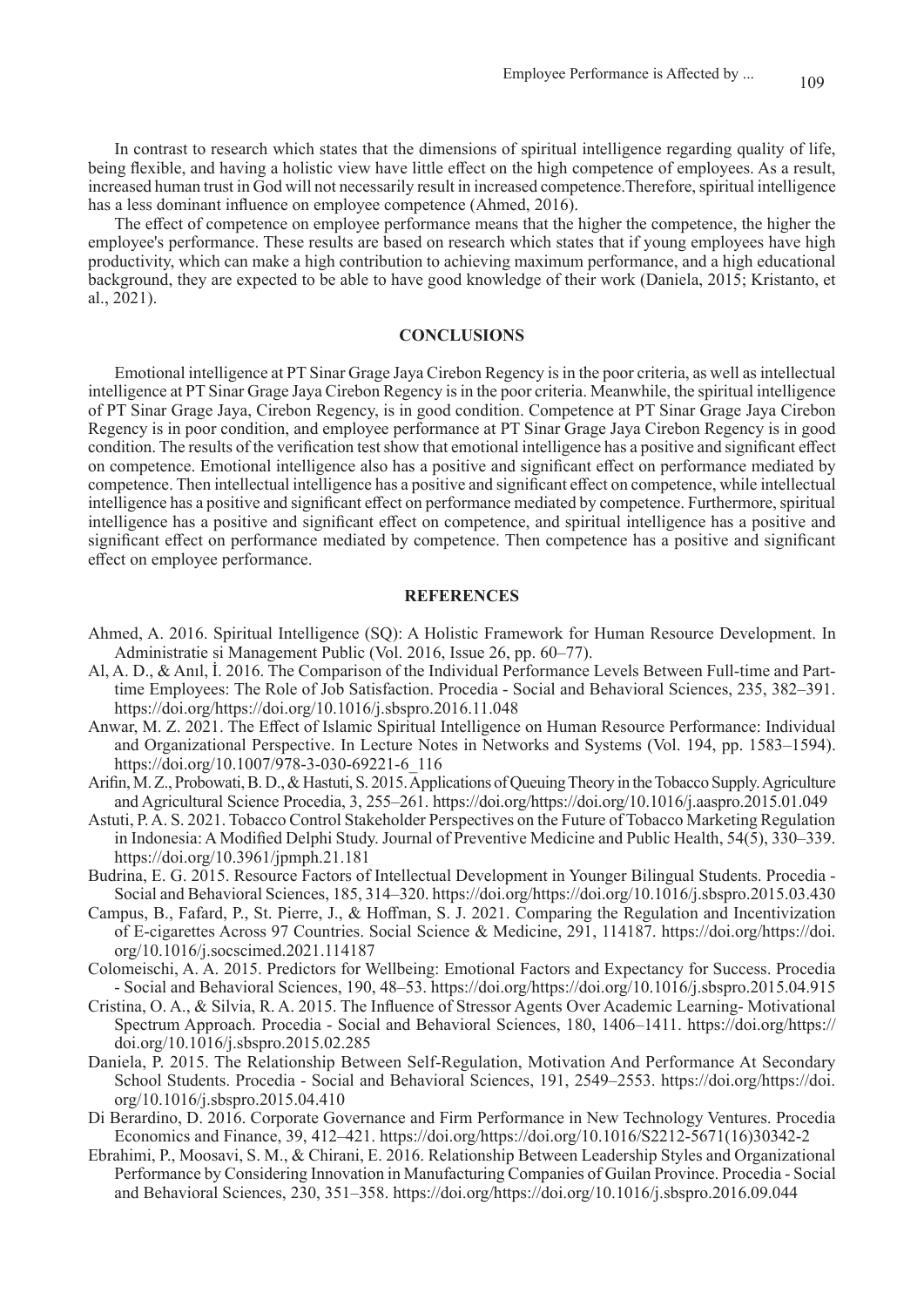In contrast to research which states that the dimensions of spiritual intelligence regarding quality of life, being flexible, and having a holistic view have little effect on the high competence of employees. As a result, increased human trust in God will not necessarily result in increased competence.Therefore, spiritual intelligence has a less dominant influence on employee competence (Ahmed, 2016).

The effect of competence on employee performance means that the higher the competence, the higher the employee's performance. These results are based on research which states that if young employees have high productivity, which can make a high contribution to achieving maximum performance, and a high educational background, they are expected to be able to have good knowledge of their work (Daniela, 2015; Kristanto, et al., 2021).

## CONCLUSIONS

Emotional intelligence at PT Sinar Grage Jaya Cirebon Regency is in the poor criteria, as well as intellectual intelligence at PT Sinar Grage Jaya Cirebon Regency is in the poor criteria. Meanwhile, the spiritual intelligence of PT Sinar Grage Jaya, Cirebon Regency, is in good condition. Competence at PT Sinar Grage Jaya Cirebon Regency is in poor condition, and employee performance at PT Sinar Grage Jaya Cirebon Regency is in good condition. The results of the verification test show that emotional intelligence has a positive and significant effect on competence. Emotional intelligence also has a positive and significant effect on performance mediated by competence. Then intellectual intelligence has a positive and significant effect on competence, while intellectual intelligence has a positive and significant effect on performance mediated by competence. Furthermore, spiritual intelligence has a positive and significant effect on competence, and spiritual intelligence has a positive and significant effect on performance mediated by competence. Then competence has a positive and significant effect on employee performance.

## REFERENCES

Ahmed, A. 2016. Spiritual Intelligence (SQ): A Holistic Framework for Human Resource Development. In Administratie si Management Public (Vol. 2016, Issue 26, pp. 60–77).

Al, A. D., & Anıl, İ. 2016. The Comparison of the Individual Performance Levels Between Full-time and Part-time Employees: The Role of Job Satisfaction. Procedia - Social and Behavioral Sciences, 235, 382–391. https://doi.org/https://doi.org/10.1016/j.sbspro.2016.11.048

Anwar, M. Z. 2021. The Effect of Islamic Spiritual Intelligence on Human Resource Performance: Individual and Organizational Perspective. In Lecture Notes in Networks and Systems (Vol. 194, pp. 1583–1594). https://doi.org/10.1007/978-3-030-69221-6_116

Arifin, M. Z., Probowati, B. D., & Hastuti, S. 2015. Applications of Queuing Theory in the Tobacco Supply. Agriculture and Agricultural Science Procedia, 3, 255–261. https://doi.org/https://doi.org/10.1016/j.aaspro.2015.01.049

Astuti, P. A. S. 2021. Tobacco Control Stakeholder Perspectives on the Future of Tobacco Marketing Regulation in Indonesia: A Modified Delphi Study. Journal of Preventive Medicine and Public Health, 54(5), 330–339. https://doi.org/10.3961/jpmph.21.181

Budrina, E. G. 2015. Resource Factors of Intellectual Development in Younger Bilingual Students. Procedia - Social and Behavioral Sciences, 185, 314–320. https://doi.org/https://doi.org/10.1016/j.sbspro.2015.03.430

Campus, B., Fafard, P., St. Pierre, J., & Hoffman, S. J. 2021. Comparing the Regulation and Incentivization of E-cigarettes Across 97 Countries. Social Science & Medicine, 291, 114187. https://doi.org/https://doi.org/10.1016/j.socscimed.2021.114187

Colomeischi, A. A. 2015. Predictors for Wellbeing: Emotional Factors and Expectancy for Success. Procedia - Social and Behavioral Sciences, 190, 48–53. https://doi.org/https://doi.org/10.1016/j.sbspro.2015.04.915

Cristina, O. A., & Silvia, R. A. 2015. The Influence of Stressor Agents Over Academic Learning- Motivational Spectrum Approach. Procedia - Social and Behavioral Sciences, 180, 1406–1411. https://doi.org/https://doi.org/10.1016/j.sbspro.2015.02.285

Daniela, P. 2015. The Relationship Between Self-Regulation, Motivation And Performance At Secondary School Students. Procedia - Social and Behavioral Sciences, 191, 2549–2553. https://doi.org/https://doi.org/10.1016/j.sbspro.2015.04.410

Di Berardino, D. 2016. Corporate Governance and Firm Performance in New Technology Ventures. Procedia Economics and Finance, 39, 412–421. https://doi.org/https://doi.org/10.1016/S2212-5671(16)30342-2

Ebrahimi, P., Moosavi, S. M., & Chirani, E. 2016. Relationship Between Leadership Styles and Organizational Performance by Considering Innovation in Manufacturing Companies of Guilan Province. Procedia - Social and Behavioral Sciences, 230, 351–358. https://doi.org/https://doi.org/10.1016/j.sbspro.2016.09.044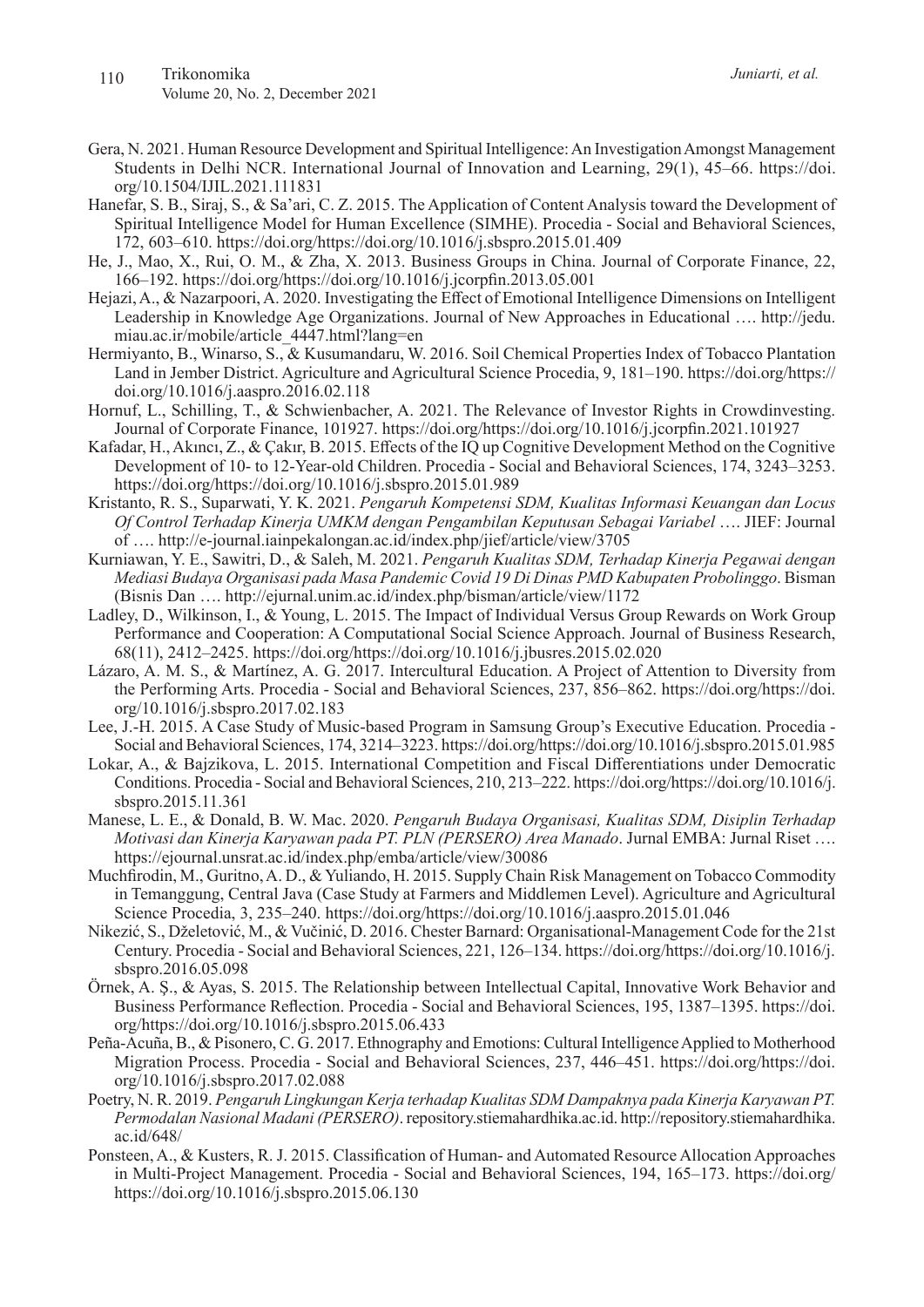Gera, N. 2021. Human Resource Development and Spiritual Intelligence: An Investigation Amongst Management Students in Delhi NCR. International Journal of Innovation and Learning, 29(1), 45–66. https://doi.org/10.1504/IJIL.2021.111831

Hanefar, S. B., Siraj, S., & Sa'ari, C. Z. 2015. The Application of Content Analysis toward the Development of Spiritual Intelligence Model for Human Excellence (SIMHE). Procedia - Social and Behavioral Sciences, 172, 603–610. https://doi.org/https://doi.org/10.1016/j.sbspro.2015.01.409

He, J., Mao, X., Rui, O. M., & Zha, X. 2013. Business Groups in China. Journal of Corporate Finance, 22, 166–192. https://doi.org/https://doi.org/10.1016/j.jcorpfin.2013.05.001

Hejazi, A., & Nazarpoori, A. 2020. Investigating the Effect of Emotional Intelligence Dimensions on Intelligent Leadership in Knowledge Age Organizations. Journal of New Approaches in Educational …. http://jedu.miau.ac.ir/mobile/article_4447.html?lang=en

Hermiyanto, B., Winarso, S., & Kusumandaru, W. 2016. Soil Chemical Properties Index of Tobacco Plantation Land in Jember District. Agriculture and Agricultural Science Procedia, 9, 181–190. https://doi.org/https://doi.org/10.1016/j.aaspro.2016.02.118

Hornuf, L., Schilling, T., & Schwienbacher, A. 2021. The Relevance of Investor Rights in Crowdinvesting. Journal of Corporate Finance, 101927. https://doi.org/https://doi.org/10.1016/j.jcorpfin.2021.101927

Kafadar, H., Akıncı, Z., & Çakır, B. 2015. Effects of the IQ up Cognitive Development Method on the Cognitive Development of 10- to 12-Year-old Children. Procedia - Social and Behavioral Sciences, 174, 3243–3253. https://doi.org/https://doi.org/10.1016/j.sbspro.2015.01.989

Kristanto, R. S., Suparwati, Y. K. 2021. *Pengaruh Kompetensi SDM, Kualitas Informasi Keuangan dan Locus Of Control Terhadap Kinerja UMKM dengan Pengambilan Keputusan Sebagai Variabel* …. JIEF: Journal of …. http://e-journal.iainpekalongan.ac.id/index.php/jief/article/view/3705

Kurniawan, Y. E., Sawitri, D., & Saleh, M. 2021. *Pengaruh Kualitas SDM, Terhadap Kinerja Pegawai dengan Mediasi Budaya Organisasi pada Masa Pandemic Covid 19 Di Dinas PMD Kabupaten Probolinggo*. Bisman (Bisnis Dan …. http://ejurnal.unim.ac.id/index.php/bisman/article/view/1172

Ladley, D., Wilkinson, I., & Young, L. 2015. The Impact of Individual Versus Group Rewards on Work Group Performance and Cooperation: A Computational Social Science Approach. Journal of Business Research, 68(11), 2412–2425. https://doi.org/https://doi.org/10.1016/j.jbusres.2015.02.020

Lázaro, A. M. S., & Martínez, A. G. 2017. Intercultural Education. A Project of Attention to Diversity from the Performing Arts. Procedia - Social and Behavioral Sciences, 237, 856–862. https://doi.org/https://doi.org/10.1016/j.sbspro.2017.02.183

Lee, J.-H. 2015. A Case Study of Music-based Program in Samsung Group's Executive Education. Procedia - Social and Behavioral Sciences, 174, 3214–3223. https://doi.org/https://doi.org/10.1016/j.sbspro.2015.01.985

Lokar, A., & Bajzikova, L. 2015. International Competition and Fiscal Differentiations under Democratic Conditions. Procedia - Social and Behavioral Sciences, 210, 213–222. https://doi.org/https://doi.org/10.1016/j.sbspro.2015.11.361

Manese, L. E., & Donald, B. W. Mac. 2020. *Pengaruh Budaya Organisasi, Kualitas SDM, Disiplin Terhadap Motivasi dan Kinerja Karyawan pada PT. PLN (PERSERO) Area Manado*. Jurnal EMBA: Jurnal Riset …. https://ejournal.unsrat.ac.id/index.php/emba/article/view/30086

Muchfirodin, M., Guritno, A. D., & Yuliando, H. 2015. Supply Chain Risk Management on Tobacco Commodity in Temanggung, Central Java (Case Study at Farmers and Middlemen Level). Agriculture and Agricultural Science Procedia, 3, 235–240. https://doi.org/https://doi.org/10.1016/j.aaspro.2015.01.046

Nikezić, S., Dželetović, M., & Vučinić, D. 2016. Chester Barnard: Organisational-Management Code for the 21st Century. Procedia - Social and Behavioral Sciences, 221, 126–134. https://doi.org/https://doi.org/10.1016/j.sbspro.2016.05.098

Örnek, A. Ş., & Ayas, S. 2015. The Relationship between Intellectual Capital, Innovative Work Behavior and Business Performance Reflection. Procedia - Social and Behavioral Sciences, 195, 1387–1395. https://doi.org/https://doi.org/10.1016/j.sbspro.2015.06.433

Peña-Acuña, B., & Pisonero, C. G. 2017. Ethnography and Emotions: Cultural Intelligence Applied to Motherhood Migration Process. Procedia - Social and Behavioral Sciences, 237, 446–451. https://doi.org/https://doi.org/10.1016/j.sbspro.2017.02.088

Poetry, N. R. 2019. *Pengaruh Lingkungan Kerja terhadap Kualitas SDM Dampaknya pada Kinerja Karyawan PT. Permodalan Nasional Madani (PERSERO)*. repository.stiemahardhika.ac.id. http://repository.stiemahardhika.ac.id/648/

Ponsteen, A., & Kusters, R. J. 2015. Classification of Human- and Automated Resource Allocation Approaches in Multi-Project Management. Procedia - Social and Behavioral Sciences, 194, 165–173. https://doi.org/https://doi.org/10.1016/j.sbspro.2015.06.130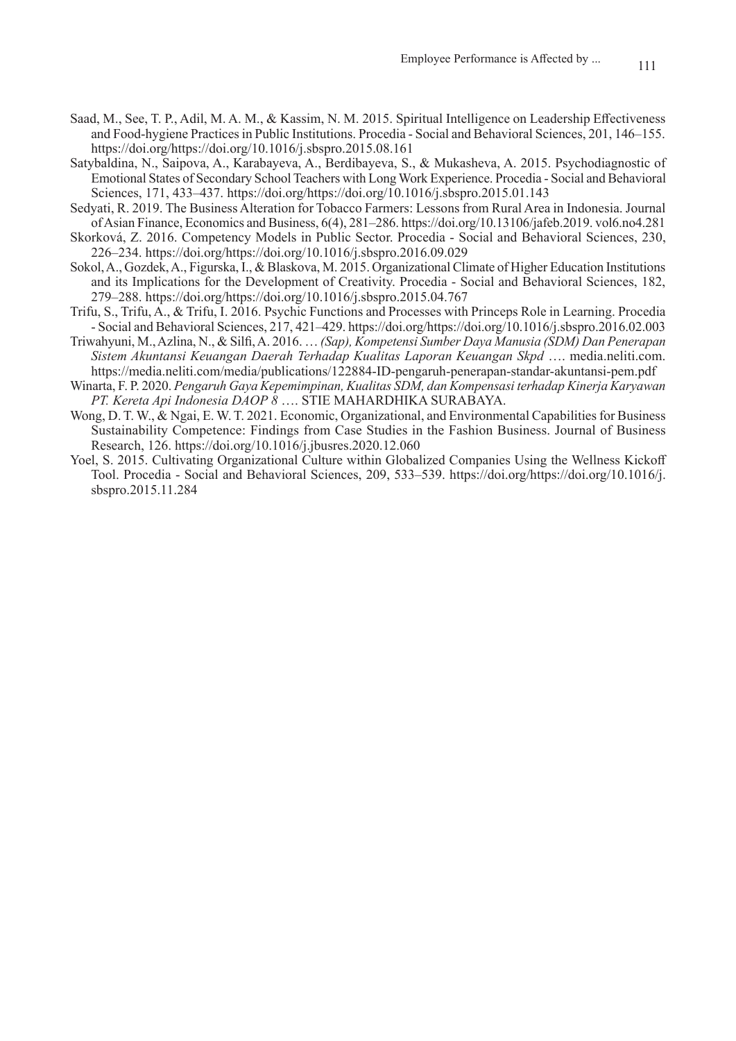Saad, M., See, T. P., Adil, M. A. M., & Kassim, N. M. 2015. Spiritual Intelligence on Leadership Effectiveness and Food-hygiene Practices in Public Institutions. Procedia - Social and Behavioral Sciences, 201, 146–155. https://doi.org/https://doi.org/10.1016/j.sbspro.2015.08.161

Satybaldina, N., Saipova, A., Karabayeva, A., Berdibayeva, S., & Mukasheva, A. 2015. Psychodiagnostic of Emotional States of Secondary School Teachers with Long Work Experience. Procedia - Social and Behavioral Sciences, 171, 433–437. https://doi.org/https://doi.org/10.1016/j.sbspro.2015.01.143

Sedyati, R. 2019. The Business Alteration for Tobacco Farmers: Lessons from Rural Area in Indonesia. Journal of Asian Finance, Economics and Business, 6(4), 281–286. https://doi.org/10.13106/jafeb.2019. vol6.no4.281

Skorková, Z. 2016. Competency Models in Public Sector. Procedia - Social and Behavioral Sciences, 230, 226–234. https://doi.org/https://doi.org/10.1016/j.sbspro.2016.09.029

Sokol, A., Gozdek, A., Figurska, I., & Blaskova, M. 2015. Organizational Climate of Higher Education Institutions and its Implications for the Development of Creativity. Procedia - Social and Behavioral Sciences, 182, 279–288. https://doi.org/https://doi.org/10.1016/j.sbspro.2015.04.767

Trifu, S., Trifu, A., & Trifu, I. 2016. Psychic Functions and Processes with Princeps Role in Learning. Procedia - Social and Behavioral Sciences, 217, 421–429. https://doi.org/https://doi.org/10.1016/j.sbspro.2016.02.003

Triwahyuni, M., Azlina, N., & Silfi, A. 2016. … *(Sap), Kompetensi Sumber Daya Manusia (SDM) Dan Penerapan Sistem Akuntansi Keuangan Daerah Terhadap Kualitas Laporan Keuangan Skpd* …. media.neliti.com. https://media.neliti.com/media/publications/122884-ID-pengaruh-penerapan-standar-akuntansi-pem.pdf

Winarta, F. P. 2020. *Pengaruh Gaya Kepemimpinan, Kualitas SDM, dan Kompensasi terhadap Kinerja Karyawan PT. Kereta Api Indonesia DAOP 8* …. STIE MAHARDHIKA SURABAYA.

Wong, D. T. W., & Ngai, E. W. T. 2021. Economic, Organizational, and Environmental Capabilities for Business Sustainability Competence: Findings from Case Studies in the Fashion Business. Journal of Business Research, 126. https://doi.org/10.1016/j.jbusres.2020.12.060

Yoel, S. 2015. Cultivating Organizational Culture within Globalized Companies Using the Wellness Kickoff Tool. Procedia - Social and Behavioral Sciences, 209, 533–539. https://doi.org/https://doi.org/10.1016/j. sbspro.2015.11.284